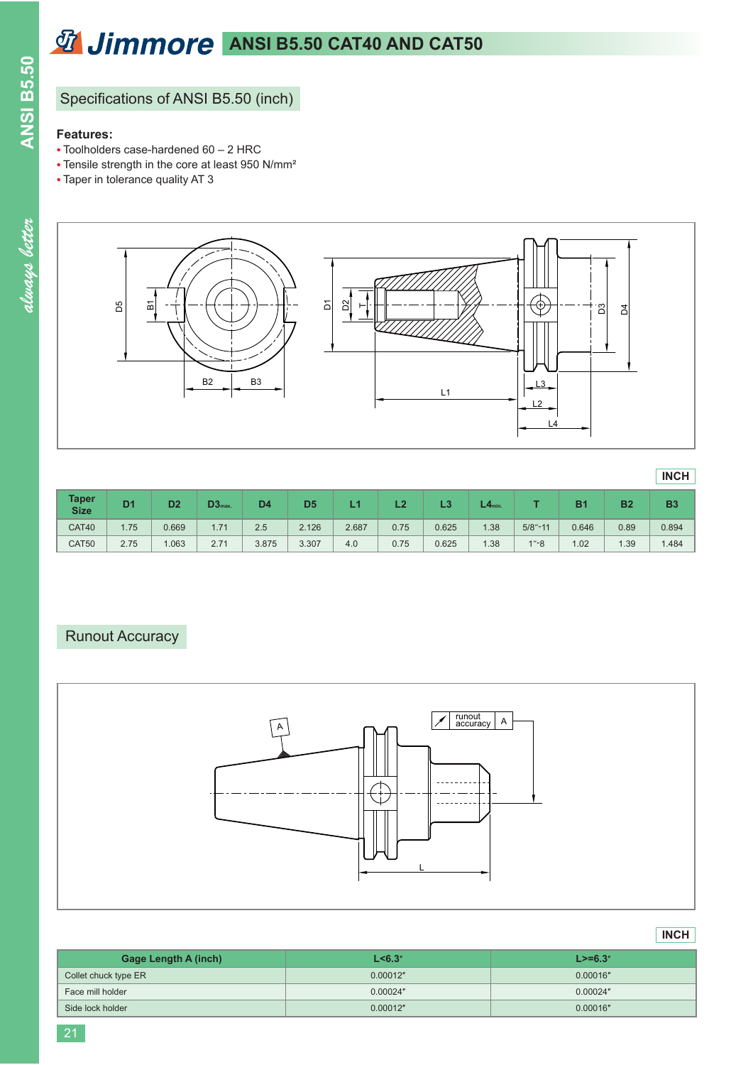# ANSI B5.50 CAT40 AND CAT50

## Specifications of ANSI B5.50 (inch)

**Features:**

- Toolholders case-hardened 60 – 2 HRC
- Tensile strength in the core at least 950 N/mm²
- Taper in tolerance quality AT 3

INCH

| Taper Size | D1 | D2 | D3max. | D4 | D5 | L1 | L2 | L3 | L4min. | T | B1 | B2 | B3 |
|---|---|---|---|---|---|---|---|---|---|---|---|---|---|
| CAT40 | 1.75 | 0.669 | 1.71 | 2.5 | 2.126 | 2.687 | 0.75 | 0.625 | 1.38 | 5/8"-11 | 0.646 | 0.89 | 0.894 |
| CAT50 | 2.75 | 1.063 | 2.71 | 3.875 | 3.307 | 4.0 | 0.75 | 0.625 | 1.38 | 1"-8 | 1.02 | 1.39 | 1.484 |

## Runout Accuracy

INCH

| Gage Length A (inch) | L<6.3" | L>=6.3" |
|---|---|---|
| Collet chuck type ER | 0.00012" | 0.00016" |
| Face mill holder | 0.00024" | 0.00024" |
| Side lock holder | 0.00012" | 0.00016" |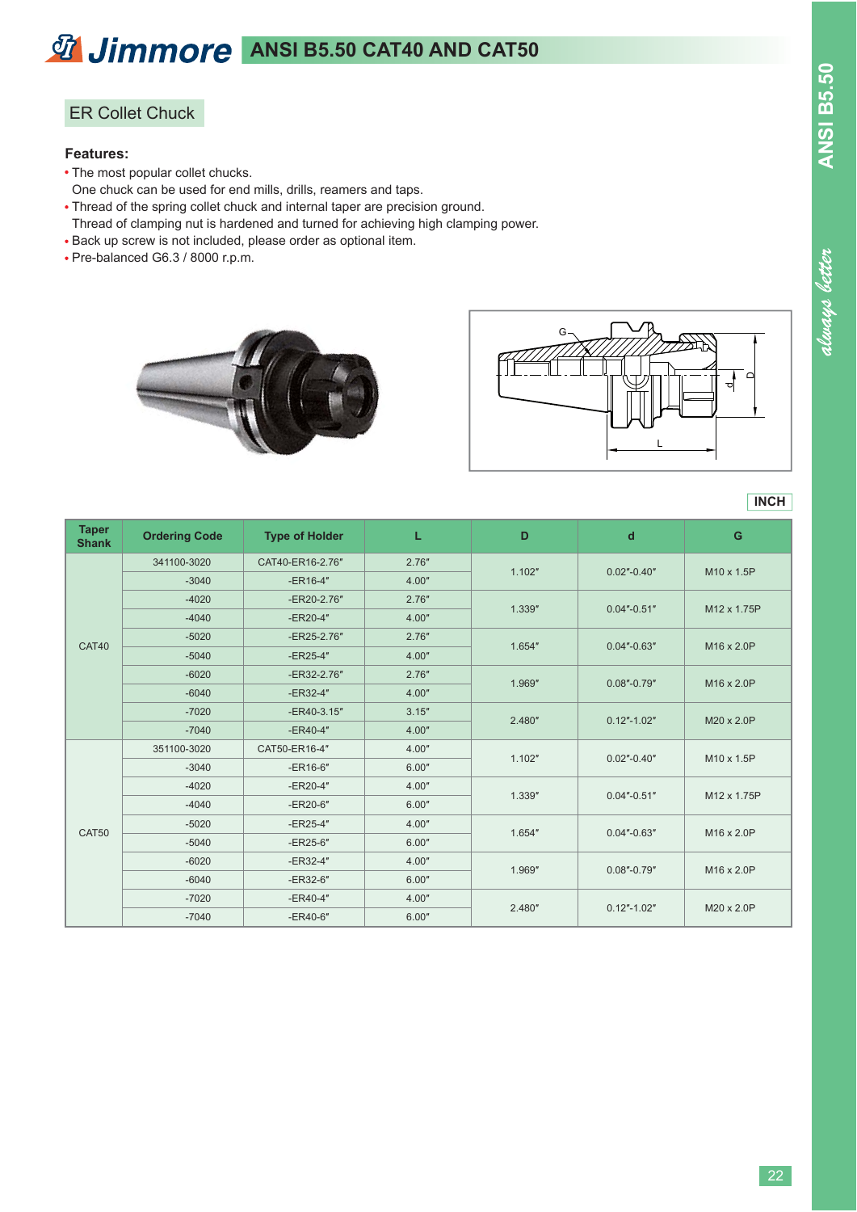# ANSI B5.50 CAT40 AND CAT50

## ER Collet Chuck

**Features:**

- The most popular collet chucks.
  One chuck can be used for end mills, drills, reamers and taps.
- Thread of the spring collet chuck and internal taper are precision ground.
  Thread of clamping nut is hardened and turned for achieving high clamping power.
- Back up screw is not included, please order as optional item.
- Pre-balanced G6.3 / 8000 r.p.m.

G
d
D
L

INCH

| Taper Shank | Ordering Code | Type of Holder | L | D | d | G |
|---|---|---|---|---|---|---|
| CAT40 | 341100-3020 | CAT40-ER16-2.76″ | 2.76″ | 1.102″ | 0.02″-0.40″ | M10 x 1.5P |
| | -3040 | -ER16-4″ | 4.00″ | | | |
| | -4020 | -ER20-2.76″ | 2.76″ | 1.339″ | 0.04″-0.51″ | M12 x 1.75P |
| | -4040 | -ER20-4″ | 4.00″ | | | |
| | -5020 | -ER25-2.76″ | 2.76″ | 1.654″ | 0.04″-0.63″ | M16 x 2.0P |
| | -5040 | -ER25-4″ | 4.00″ | | | |
| | -6020 | -ER32-2.76″ | 2.76″ | 1.969″ | 0.08″-0.79″ | M16 x 2.0P |
| | -6040 | -ER32-4″ | 4.00″ | | | |
| | -7020 | -ER40-3.15″ | 3.15″ | 2.480″ | 0.12″-1.02″ | M20 x 2.0P |
| | -7040 | -ER40-4″ | 4.00″ | | | |
| CAT50 | 351100-3020 | CAT50-ER16-4″ | 4.00″ | 1.102″ | 0.02″-0.40″ | M10 x 1.5P |
| | -3040 | -ER16-6″ | 6.00″ | | | |
| | -4020 | -ER20-4″ | 4.00″ | 1.339″ | 0.04″-0.51″ | M12 x 1.75P |
| | -4040 | -ER20-6″ | 6.00″ | | | |
| | -5020 | -ER25-4″ | 4.00″ | 1.654″ | 0.04″-0.63″ | M16 x 2.0P |
| | -5040 | -ER25-6″ | 6.00″ | | | |
| | -6020 | -ER32-4″ | 4.00″ | 1.969″ | 0.08″-0.79″ | M16 x 2.0P |
| | -6040 | -ER32-6″ | 6.00″ | | | |
| | -7020 | -ER40-4″ | 4.00″ | 2.480″ | 0.12″-1.02″ | M20 x 2.0P |
| | -7040 | -ER40-6″ | 6.00″ | | | |